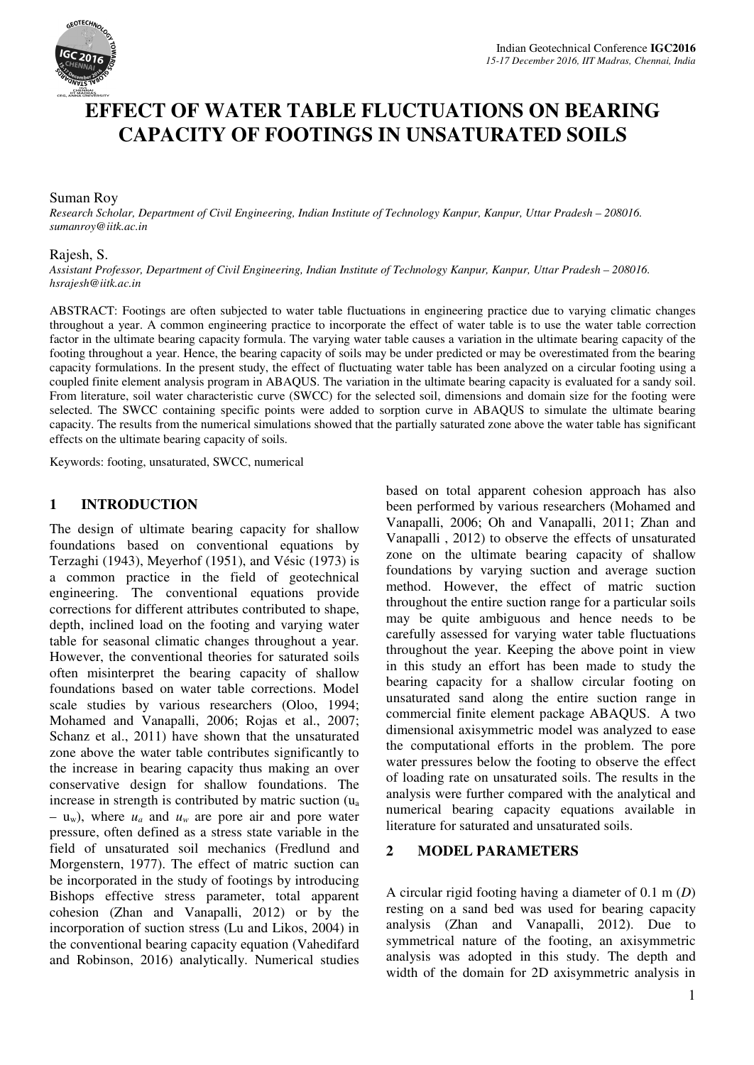# EFFECT OF WATER TABLE FLUCTUATIONS ON BEARING CAPACITY OF FOOTINGS IN UNSATURATED SOILS

Suman Roy

*Research Scholar, Department of Civil Engineering, Indian Institute of Technology Kanpur, Kanpur, Uttar Pradesh – 208016. sumanroy@iitk.ac.in*

Rajesh, S.

*Assistant Professor, Department of Civil Engineering, Indian Institute of Technology Kanpur, Kanpur, Uttar Pradesh – 208016. hsrajesh@iitk.ac.in*

ABSTRACT: Footings are often subjected to water table fluctuations in engineering practice due to varying climatic changes throughout a year. A common engineering practice to incorporate the effect of water table is to use the water table correction factor in the ultimate bearing capacity formula. The varying water table causes a variation in the ultimate bearing capacity of the footing throughout a year. Hence, the bearing capacity of soils may be under predicted or may be overestimated from the bearing capacity formulations. In the present study, the effect of fluctuating water table has been analyzed on a circular footing using a coupled finite element analysis program in ABAQUS. The variation in the ultimate bearing capacity is evaluated for a sandy soil. From literature, soil water characteristic curve (SWCC) for the selected soil, dimensions and domain size for the footing were selected. The SWCC containing specific points were added to sorption curve in ABAQUS to simulate the ultimate bearing capacity. The results from the numerical simulations showed that the partially saturated zone above the water table has significant effects on the ultimate bearing capacity of soils.

Keywords: footing, unsaturated, SWCC, numerical

## 1 INTRODUCTION

The design of ultimate bearing capacity for shallow foundations based on conventional equations by Terzaghi (1943), Meyerhof (1951), and Vésic (1973) is a common practice in the field of geotechnical engineering. The conventional equations provide corrections for different attributes contributed to shape, depth, inclined load on the footing and varying water table for seasonal climatic changes throughout a year. However, the conventional theories for saturated soils often misinterpret the bearing capacity of shallow foundations based on water table corrections. Model scale studies by various researchers (Oloo, 1994; Mohamed and Vanapalli, 2006; Rojas et al., 2007; Schanz et al., 2011) have shown that the unsaturated zone above the water table contributes significantly to the increase in bearing capacity thus making an over conservative design for shallow foundations. The increase in strength is contributed by matric suction ($u_a$ – $u_w$), where $u_a$ and $u_w$ are pore air and pore water pressure, often defined as a stress state variable in the field of unsaturated soil mechanics (Fredlund and Morgenstern, 1977). The effect of matric suction can be incorporated in the study of footings by introducing Bishops effective stress parameter, total apparent cohesion (Zhan and Vanapalli, 2012) or by the incorporation of suction stress (Lu and Likos, 2004) in the conventional bearing capacity equation (Vahedifard and Robinson, 2016) analytically. Numerical studies based on total apparent cohesion approach has also been performed by various researchers (Mohamed and Vanapalli, 2006; Oh and Vanapalli, 2011; Zhan and Vanapalli , 2012) to observe the effects of unsaturated zone on the ultimate bearing capacity of shallow foundations by varying suction and average suction method. However, the effect of matric suction throughout the entire suction range for a particular soils may be quite ambiguous and hence needs to be carefully assessed for varying water table fluctuations throughout the year. Keeping the above point in view in this study an effort has been made to study the bearing capacity for a shallow circular footing on unsaturated sand along the entire suction range in commercial finite element package ABAQUS. A two dimensional axisymmetric model was analyzed to ease the computational efforts in the problem. The pore water pressures below the footing to observe the effect of loading rate on unsaturated soils. The results in the analysis were further compared with the analytical and numerical bearing capacity equations available in literature for saturated and unsaturated soils.

## 2 MODEL PARAMETERS

A circular rigid footing having a diameter of 0.1 m (*D*) resting on a sand bed was used for bearing capacity analysis (Zhan and Vanapalli, 2012). Due to symmetrical nature of the footing, an axisymmetric analysis was adopted in this study. The depth and width of the domain for 2D axisymmetric analysis in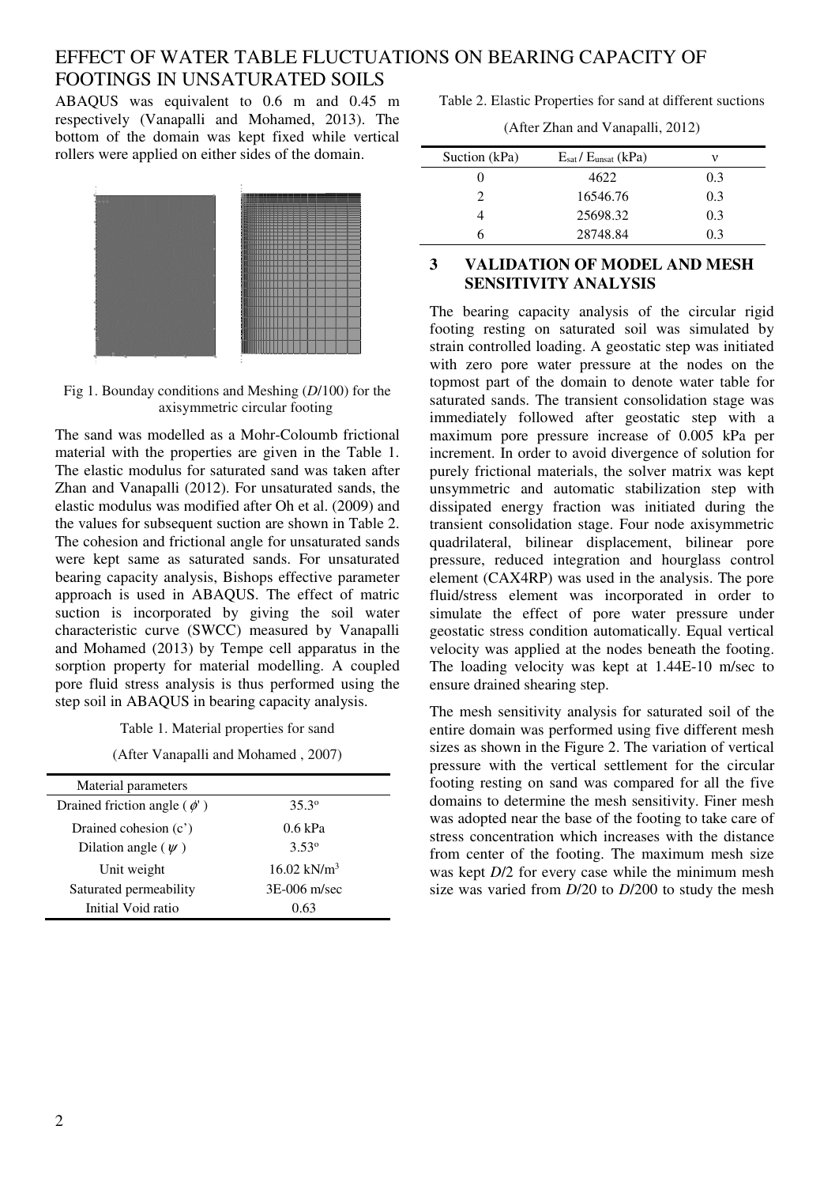ABAQUS was equivalent to 0.6 m and 0.45 m respectively (Vanapalli and Mohamed, 2013). The bottom of the domain was kept fixed while vertical rollers were applied on either sides of the domain.

Fig 1. Bounday conditions and Meshing (*D*/100) for the axisymmetric circular footing

The sand was modelled as a Mohr-Coloumb frictional material with the properties are given in the Table 1. The elastic modulus for saturated sand was taken after Zhan and Vanapalli (2012). For unsaturated sands, the elastic modulus was modified after Oh et al. (2009) and the values for subsequent suction are shown in Table 2. The cohesion and frictional angle for unsaturated sands were kept same as saturated sands. For unsaturated bearing capacity analysis, Bishops effective parameter approach is used in ABAQUS. The effect of matric suction is incorporated by giving the soil water characteristic curve (SWCC) measured by Vanapalli and Mohamed (2013) by Tempe cell apparatus in the sorption property for material modelling. A coupled pore fluid stress analysis is thus performed using the step soil in ABAQUS in bearing capacity analysis.

Table 1. Material properties for sand

(After Vanapalli and Mohamed , 2007)

| Material parameters | |
|---|---|
| Drained friction angle ( $\phi'$ ) | 35.3° |
| Drained cohesion (c') | 0.6 kPa |
| Dilation angle ( $\psi$ ) | 3.53° |
| Unit weight | 16.02 kN/m$^3$ |
| Saturated permeability | 3E-006 m/sec |
| Initial Void ratio | 0.63 |

Table 2. Elastic Properties for sand at different suctions

(After Zhan and Vanapalli, 2012)

| Suction (kPa) | $E_{sat}$ / $E_{unsat}$ (kPa) | ν |
|---|---|---|
| 0 | 4622 | 0.3 |
| 2 | 16546.76 | 0.3 |
| 4 | 25698.32 | 0.3 |
| 6 | 28748.84 | 0.3 |

## 3 VALIDATION OF MODEL AND MESH SENSITIVITY ANALYSIS

The bearing capacity analysis of the circular rigid footing resting on saturated soil was simulated by strain controlled loading. A geostatic step was initiated with zero pore water pressure at the nodes on the topmost part of the domain to denote water table for saturated sands. The transient consolidation stage was immediately followed after geostatic step with a maximum pore pressure increase of 0.005 kPa per increment. In order to avoid divergence of solution for purely frictional materials, the solver matrix was kept unsymmetric and automatic stabilization step with dissipated energy fraction was initiated during the transient consolidation stage. Four node axisymmetric quadrilateral, bilinear displacement, bilinear pore pressure, reduced integration and hourglass control element (CAX4RP) was used in the analysis. The pore fluid/stress element was incorporated in order to simulate the effect of pore water pressure under geostatic stress condition automatically. Equal vertical velocity was applied at the nodes beneath the footing. The loading velocity was kept at 1.44E-10 m/sec to ensure drained shearing step.

The mesh sensitivity analysis for saturated soil of the entire domain was performed using five different mesh sizes as shown in the Figure 2. The variation of vertical pressure with the vertical settlement for the circular footing resting on sand was compared for all the five domains to determine the mesh sensitivity. Finer mesh was adopted near the base of the footing to take care of stress concentration which increases with the distance from center of the footing. The maximum mesh size was kept *D*/2 for every case while the minimum mesh size was varied from *D*/20 to *D*/200 to study the mesh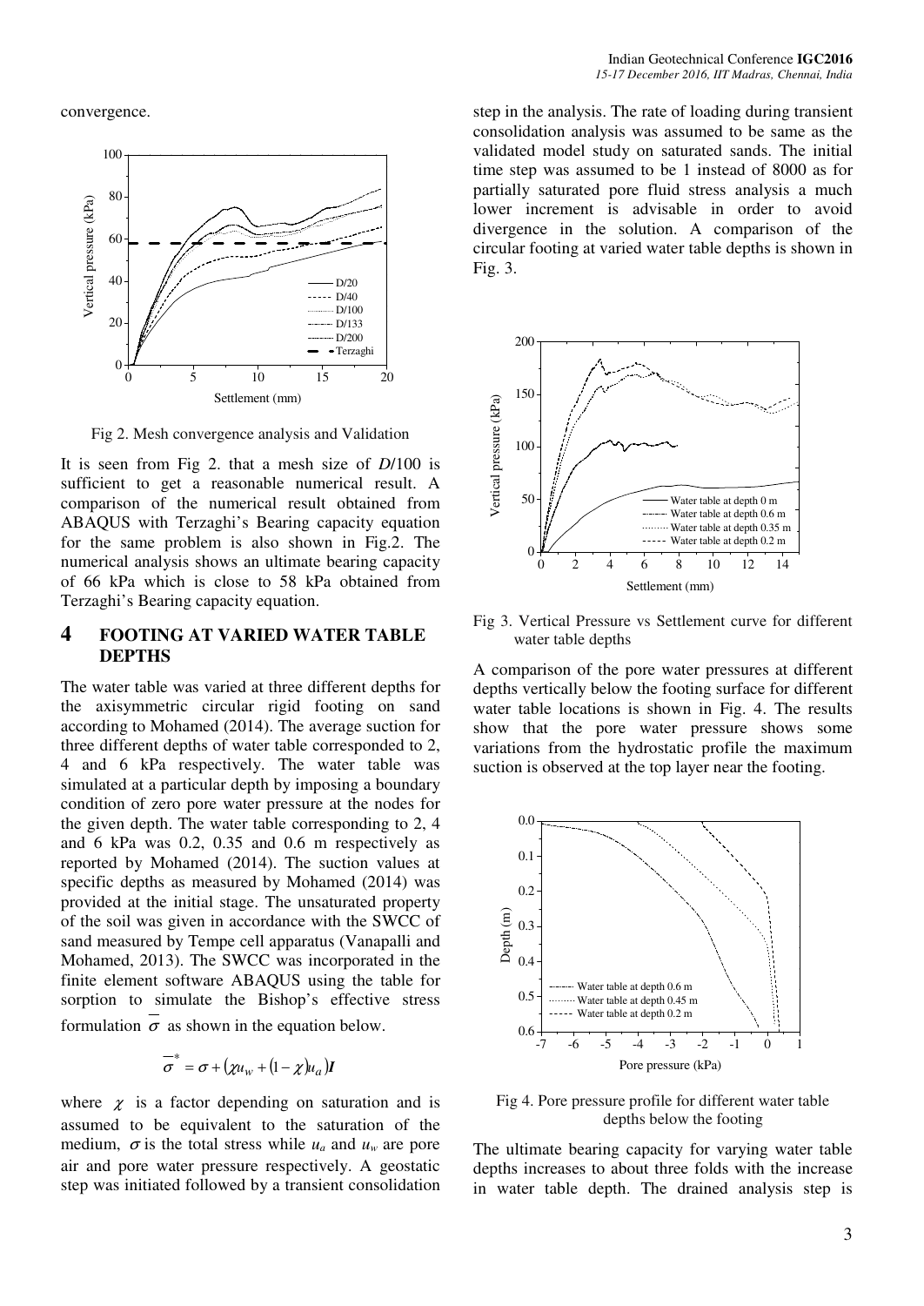convergence.

Fig 2. Mesh convergence analysis and Validation

It is seen from Fig 2. that a mesh size of *D*/100 is sufficient to get a reasonable numerical result. A comparison of the numerical result obtained from ABAQUS with Terzaghi's Bearing capacity equation for the same problem is also shown in Fig.2. The numerical analysis shows an ultimate bearing capacity of 66 kPa which is close to 58 kPa obtained from Terzaghi's Bearing capacity equation.

## 4 FOOTING AT VARIED WATER TABLE DEPTHS

The water table was varied at three different depths for the axisymmetric circular rigid footing on sand according to Mohamed (2014). The average suction for three different depths of water table corresponded to 2, 4 and 6 kPa respectively. The water table was simulated at a particular depth by imposing a boundary condition of zero pore water pressure at the nodes for the given depth. The water table corresponding to 2, 4 and 6 kPa was 0.2, 0.35 and 0.6 m respectively as reported by Mohamed (2014). The suction values at specific depths as measured by Mohamed (2014) was provided at the initial stage. The unsaturated property of the soil was given in accordance with the SWCC of sand measured by Tempe cell apparatus (Vanapalli and Mohamed, 2013). The SWCC was incorporated in the finite element software ABAQUS using the table for sorption to simulate the Bishop's effective stress formulation $\overline{\sigma}$ as shown in the equation below.

$$\overline{\sigma}^* = \sigma + (\chi u_w + (1-\chi)u_a)\mathbf{I}$$

where $\chi$ is a factor depending on saturation and is assumed to be equivalent to the saturation of the medium, $\sigma$ is the total stress while $u_a$ and $u_w$ are pore air and pore water pressure respectively. A geostatic step was initiated followed by a transient consolidation step in the analysis. The rate of loading during transient consolidation analysis was assumed to be same as the validated model study on saturated sands. The initial time step was assumed to be 1 instead of 8000 as for partially saturated pore fluid stress analysis a much lower increment is advisable in order to avoid divergence in the solution. A comparison of the circular footing at varied water table depths is shown in Fig. 3.

Fig 3. Vertical Pressure vs Settlement curve for different water table depths

A comparison of the pore water pressures at different depths vertically below the footing surface for different water table locations is shown in Fig. 4. The results show that the pore water pressure shows some variations from the hydrostatic profile the maximum suction is observed at the top layer near the footing.

Fig 4. Pore pressure profile for different water table depths below the footing

The ultimate bearing capacity for varying water table depths increases to about three folds with the increase in water table depth. The drained analysis step is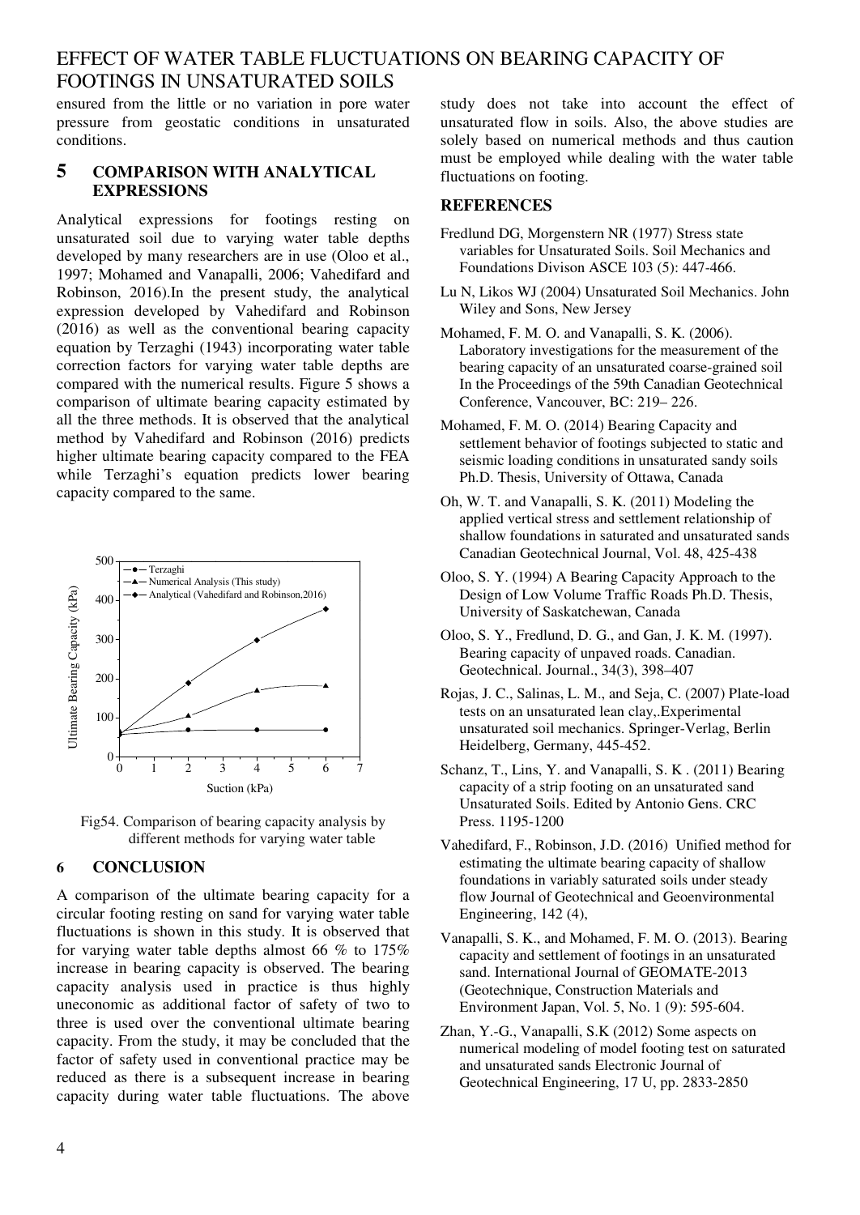ensured from the little or no variation in pore water pressure from geostatic conditions in unsaturated conditions.

## 5 COMPARISON WITH ANALYTICAL EXPRESSIONS

Analytical expressions for footings resting on unsaturated soil due to varying water table depths developed by many researchers are in use (Oloo et al., 1997; Mohamed and Vanapalli, 2006; Vahedifard and Robinson, 2016).In the present study, the analytical expression developed by Vahedifard and Robinson (2016) as well as the conventional bearing capacity equation by Terzaghi (1943) incorporating water table correction factors for varying water table depths are compared with the numerical results. Figure 5 shows a comparison of ultimate bearing capacity estimated by all the three methods. It is observed that the analytical method by Vahedifard and Robinson (2016) predicts higher ultimate bearing capacity compared to the FEA while Terzaghi's equation predicts lower bearing capacity compared to the same.

Terzaghi
Numerical Analysis (This study)
Analytical (Vahedifard and Robinson,2016)
Ultimate Bearing Capacity (kPa)
0
100
200
300
400
500
Suction (kPa)
0 1 2 3 4 5 6 7

Fig54. Comparison of bearing capacity analysis by different methods for varying water table

## 6 CONCLUSION

A comparison of the ultimate bearing capacity for a circular footing resting on sand for varying water table fluctuations is shown in this study. It is observed that for varying water table depths almost 66 % to 175% increase in bearing capacity is observed. The bearing capacity analysis used in practice is thus highly uneconomic as additional factor of safety of two to three is used over the conventional ultimate bearing capacity. From the study, it may be concluded that the factor of safety used in conventional practice may be reduced as there is a subsequent increase in bearing capacity during water table fluctuations. The above study does not take into account the effect of unsaturated flow in soils. Also, the above studies are solely based on numerical methods and thus caution must be employed while dealing with the water table fluctuations on footing.

## REFERENCES

Fredlund DG, Morgenstern NR (1977) Stress state variables for Unsaturated Soils. Soil Mechanics and Foundations Divison ASCE 103 (5): 447-466.

Lu N, Likos WJ (2004) Unsaturated Soil Mechanics. John Wiley and Sons, New Jersey

Mohamed, F. M. O. and Vanapalli, S. K. (2006). Laboratory investigations for the measurement of the bearing capacity of an unsaturated coarse-grained soil In the Proceedings of the 59th Canadian Geotechnical Conference, Vancouver, BC: 219– 226.

Mohamed, F. M. O. (2014) Bearing Capacity and settlement behavior of footings subjected to static and seismic loading conditions in unsaturated sandy soils Ph.D. Thesis, University of Ottawa, Canada

Oh, W. T. and Vanapalli, S. K. (2011) Modeling the applied vertical stress and settlement relationship of shallow foundations in saturated and unsaturated sands Canadian Geotechnical Journal, Vol. 48, 425-438

Oloo, S. Y. (1994) A Bearing Capacity Approach to the Design of Low Volume Traffic Roads Ph.D. Thesis, University of Saskatchewan, Canada

Oloo, S. Y., Fredlund, D. G., and Gan, J. K. M. (1997). Bearing capacity of unpaved roads. Canadian. Geotechnical. Journal., 34(3), 398–407

Rojas, J. C., Salinas, L. M., and Seja, C. (2007) Plate-load tests on an unsaturated lean clay,.Experimental unsaturated soil mechanics. Springer-Verlag, Berlin Heidelberg, Germany, 445-452.

Schanz, T., Lins, Y. and Vanapalli, S. K . (2011) Bearing capacity of a strip footing on an unsaturated sand Unsaturated Soils. Edited by Antonio Gens. CRC Press. 1195-1200

Vahedifard, F., Robinson, J.D. (2016) Unified method for estimating the ultimate bearing capacity of shallow foundations in variably saturated soils under steady flow Journal of Geotechnical and Geoenvironmental Engineering, 142 (4),

Vanapalli, S. K., and Mohamed, F. M. O. (2013). Bearing capacity and settlement of footings in an unsaturated sand. International Journal of GEOMATE-2013 (Geotechnique, Construction Materials and Environment Japan, Vol. 5, No. 1 (9): 595-604.

Zhan, Y.-G., Vanapalli, S.K (2012) Some aspects on numerical modeling of model footing test on saturated and unsaturated sands Electronic Journal of Geotechnical Engineering, 17 U, pp. 2833-2850